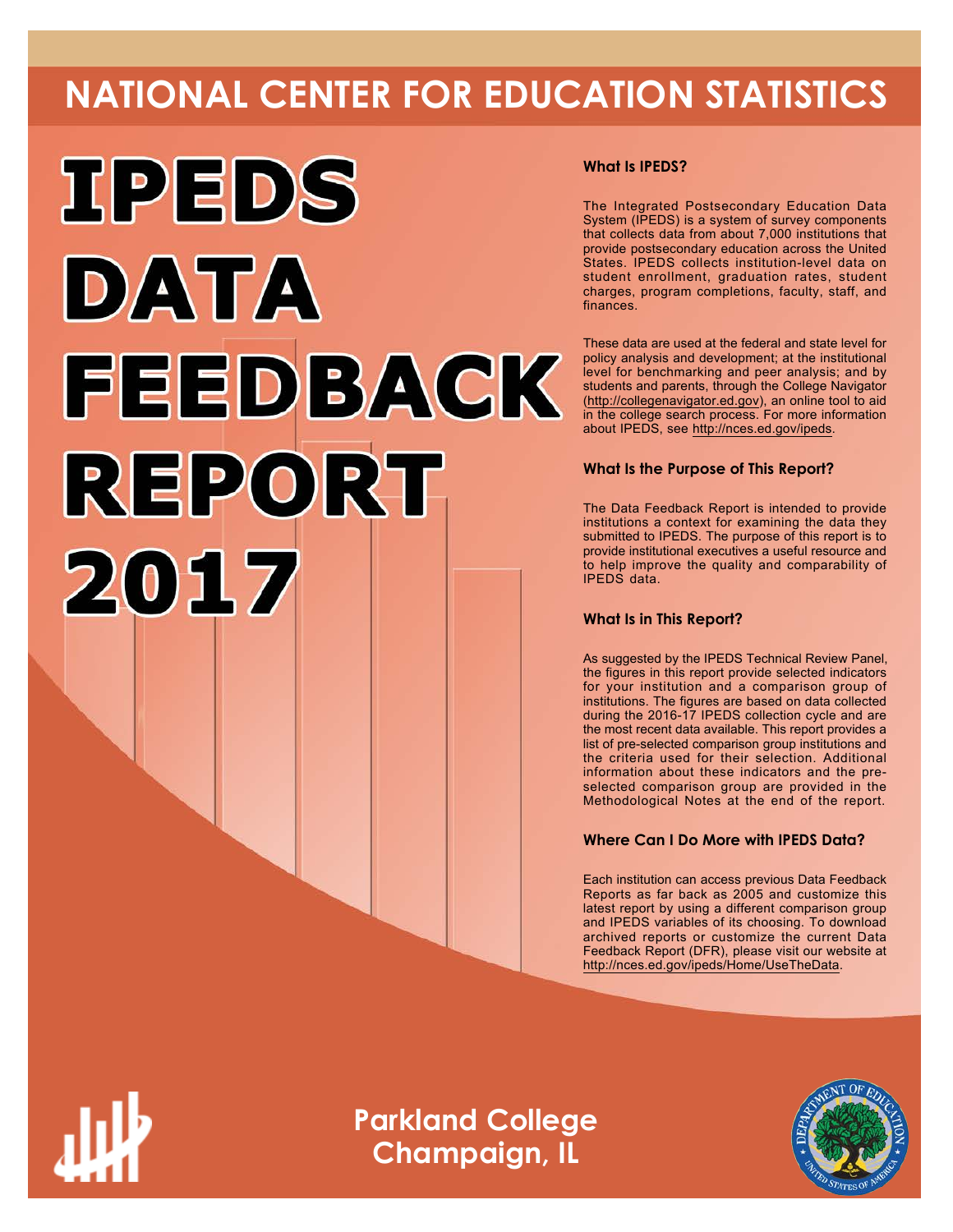# NATIONAL CENTER FOR EDUCATION STATISTICS

# IPEDS DATA FEEDBACK REPORT 2017

### What Is IPEDS?

The Integrated Postsecondary Education Data System (IPEDS) is a system of survey components that collects data from about 7,000 institutions that provide postsecondary education across the United States. IPEDS collects institution-level data on student enrollment, graduation rates, student charges, program completions, faculty, staff, and finances.

These data are used at the federal and state level for policy analysis and development; at the institutional level for benchmarking and peer analysis; and by students and parents, through the College Navigator (http://collegenavigator.ed.gov), an online tool to aid in the college search process. For more information about IPEDS, see http://nces.ed.gov/ipeds.

### What Is the Purpose of This Report?

The Data Feedback Report is intended to provide institutions a context for examining the data they submitted to IPEDS. The purpose of this report is to provide institutional executives a useful resource and to help improve the quality and comparability of IPEDS data.

### What Is in This Report?

As suggested by the IPEDS Technical Review Panel, the figures in this report provide selected indicators for your institution and a comparison group of institutions. The figures are based on data collected during the 2016-17 IPEDS collection cycle and are the most recent data available. This report provides a list of pre-selected comparison group institutions and the criteria used for their selection. Additional information about these indicators and the pre-selected comparison group are provided in the Methodological Notes at the end of the report.

### Where Can I Do More with IPEDS Data?

Each institution can access previous Data Feedback Reports as far back as 2005 and customize this latest report by using a different comparison group and IPEDS variables of its choosing. To download archived reports or customize the current Data Feedback Report (DFR), please visit our website at http://nces.ed.gov/ipeds/Home/UseTheData.

**Parkland College**
**Champaign, IL**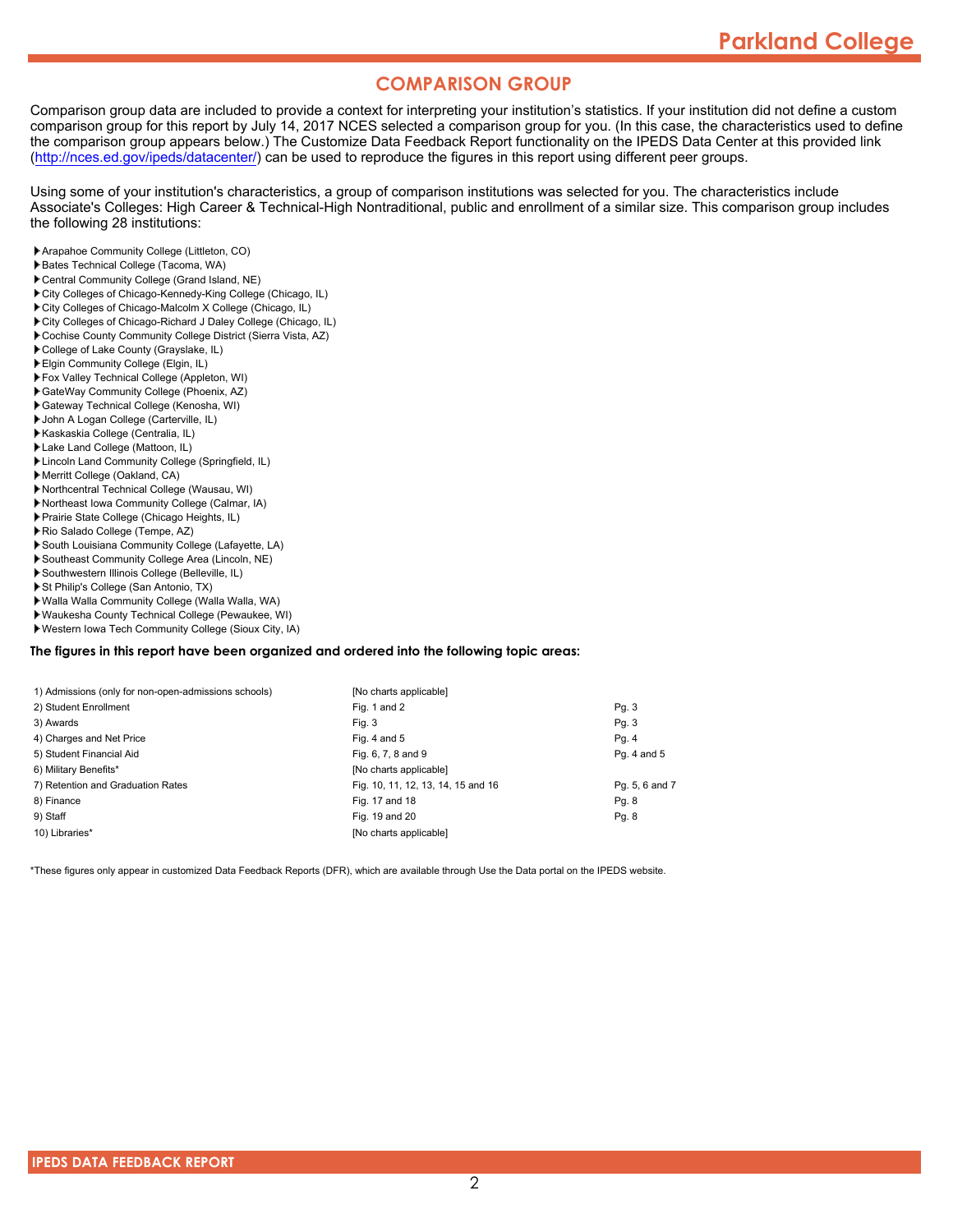## COMPARISON GROUP

Comparison group data are included to provide a context for interpreting your institution's statistics. If your institution did not define a custom comparison group for this report by July 14, 2017 NCES selected a comparison group for you. (In this case, the characteristics used to define the comparison group appears below.) The Customize Data Feedback Report functionality on the IPEDS Data Center at this provided link (http://nces.ed.gov/ipeds/datacenter/) can be used to reproduce the figures in this report using different peer groups.

Using some of your institution's characteristics, a group of comparison institutions was selected for you. The characteristics include Associate's Colleges: High Career & Technical-High Nontraditional, public and enrollment of a similar size. This comparison group includes the following 28 institutions:

- Arapahoe Community College (Littleton, CO)
- Bates Technical College (Tacoma, WA)
- Central Community College (Grand Island, NE)
- City Colleges of Chicago-Kennedy-King College (Chicago, IL)
- City Colleges of Chicago-Malcolm X College (Chicago, IL)
- City Colleges of Chicago-Richard J Daley College (Chicago, IL)
- Cochise County Community College District (Sierra Vista, AZ)
- College of Lake County (Grayslake, IL)
- Elgin Community College (Elgin, IL)
- Fox Valley Technical College (Appleton, WI)
- GateWay Community College (Phoenix, AZ)
- Gateway Technical College (Kenosha, WI)
- John A Logan College (Carterville, IL)
- Kaskaskia College (Centralia, IL)
- Lake Land College (Mattoon, IL)
- Lincoln Land Community College (Springfield, IL)
- Merritt College (Oakland, CA)
- Northcentral Technical College (Wausau, WI)
- Northeast Iowa Community College (Calmar, IA)
- Prairie State College (Chicago Heights, IL)
- Rio Salado College (Tempe, AZ)
- South Louisiana Community College (Lafayette, LA)
- Southeast Community College Area (Lincoln, NE)
- Southwestern Illinois College (Belleville, IL)
- St Philip's College (San Antonio, TX)
- Walla Walla Community College (Walla Walla, WA)
- Waukesha County Technical College (Pewaukee, WI)
- Western Iowa Tech Community College (Sioux City, IA)

**The figures in this report have been organized and ordered into the following topic areas:**

| Topic area | Figures | Pages |
|---|---|---|
| 1) Admissions (only for non-open-admissions schools) | [No charts applicable] | |
| 2) Student Enrollment | Fig. 1 and 2 | Pg. 3 |
| 3) Awards | Fig. 3 | Pg. 3 |
| 4) Charges and Net Price | Fig. 4 and 5 | Pg. 4 |
| 5) Student Financial Aid | Fig. 6, 7, 8 and 9 | Pg. 4 and 5 |
| 6) Military Benefits* | [No charts applicable] | |
| 7) Retention and Graduation Rates | Fig. 10, 11, 12, 13, 14, 15 and 16 | Pg. 5, 6 and 7 |
| 8) Finance | Fig. 17 and 18 | Pg. 8 |
| 9) Staff | Fig. 19 and 20 | Pg. 8 |
| 10) Libraries* | [No charts applicable] | |

*These figures only appear in customized Data Feedback Reports (DFR), which are available through Use the Data portal on the IPEDS website.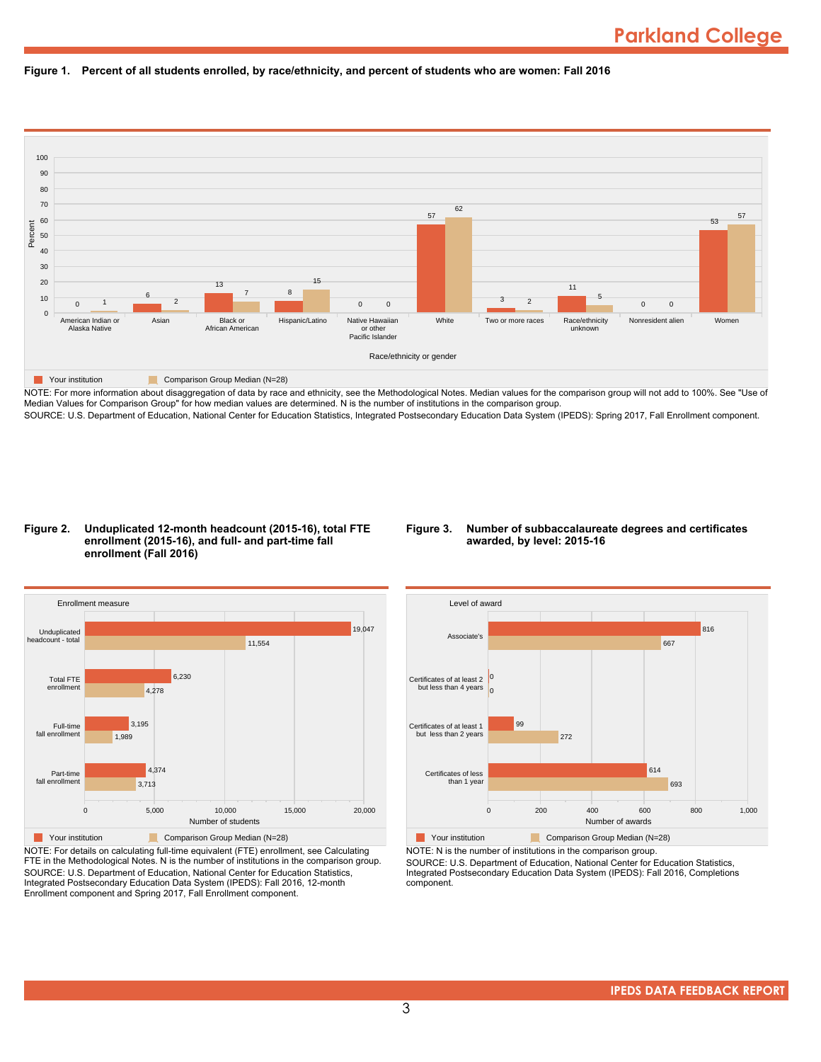# Parkland College

**Figure 1. Percent of all students enrolled, by race/ethnicity, and percent of students who are women: Fall 2016**

| Race/ethnicity or gender | Your institution | Comparison Group Median (N=28) |
|---|---|---|
| American Indian or Alaska Native | 0 | 1 |
| Asian | 6 | 2 |
| Black or African American | 13 | 7 |
| Hispanic/Latino | 8 | 15 |
| Native Hawaiian or other Pacific Islander | 0 | 0 |
| White | 57 | 62 |
| Two or more races | 3 | 2 |
| Race/ethnicity unknown | 11 | 5 |
| Nonresident alien | 0 | 0 |
| Women | 53 | 57 |

NOTE: For more information about disaggregation of data by race and ethnicity, see the Methodological Notes. Median values for the comparison group will not add to 100%. See "Use of Median Values for Comparison Group" for how median values are determined. N is the number of institutions in the comparison group.
SOURCE: U.S. Department of Education, National Center for Education Statistics, Integrated Postsecondary Education Data System (IPEDS): Spring 2017, Fall Enrollment component.

**Figure 2. Unduplicated 12-month headcount (2015-16), total FTE enrollment (2015-16), and full- and part-time fall enrollment (Fall 2016)**

| Enrollment measure | Your institution | Comparison Group Median (N=28) |
|---|---|---|
| Unduplicated headcount - total | 19,047 | 11,554 |
| Total FTE enrollment | 6,230 | 4,278 |
| Full-time fall enrollment | 3,195 | 1,989 |
| Part-time fall enrollment | 4,374 | 3,713 |

NOTE: For details on calculating full-time equivalent (FTE) enrollment, see Calculating FTE in the Methodological Notes. N is the number of institutions in the comparison group.
SOURCE: U.S. Department of Education, National Center for Education Statistics, Integrated Postsecondary Education Data System (IPEDS): Fall 2016, 12-month Enrollment component and Spring 2017, Fall Enrollment component.

**Figure 3. Number of subbaccalaureate degrees and certificates awarded, by level: 2015-16**

| Level of award | Your institution | Comparison Group Median (N=28) |
|---|---|---|
| Associate's | 816 | 667 |
| Certificates of at least 2 but less than 4 years | 0 | 0 |
| Certificates of at least 1 but less than 2 years | 99 | 272 |
| Certificates of less than 1 year | 614 | 693 |

NOTE: N is the number of institutions in the comparison group.
SOURCE: U.S. Department of Education, National Center for Education Statistics, Integrated Postsecondary Education Data System (IPEDS): Fall 2016, Completions component.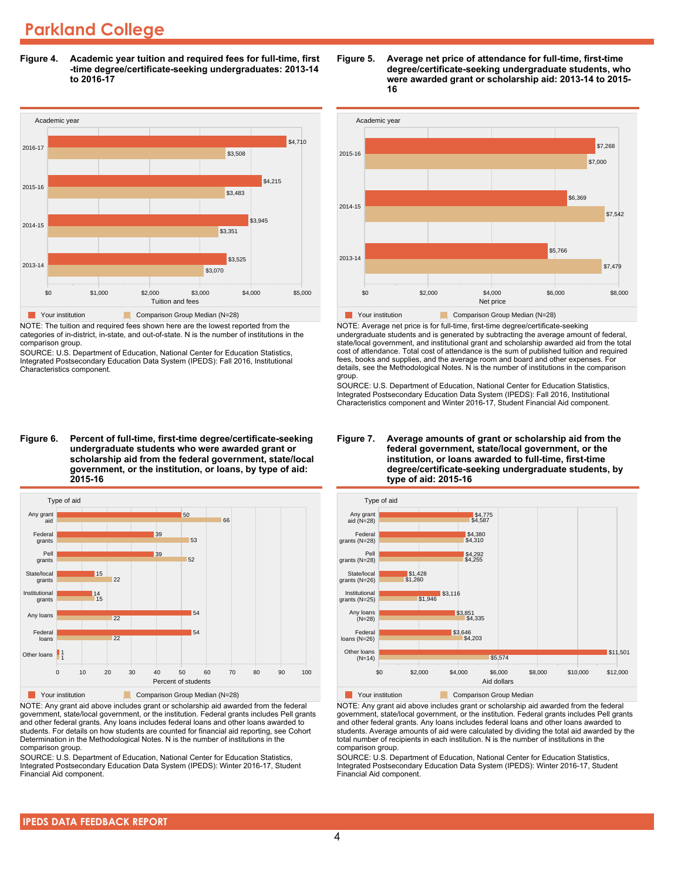# Parkland College

**Figure 4. Academic year tuition and required fees for full-time, first-time degree/certificate-seeking undergraduates: 2013-14 to 2016-17**

| Academic year | Your institution | Comparison Group Median (N=28) |
|---|---|---|
| 2016-17 | $4,710 | $3,508 |
| 2015-16 | $4,215 | $3,483 |
| 2014-15 | $3,945 | $3,351 |
| 2013-14 | $3,525 | $3,070 |

NOTE: The tuition and required fees shown here are the lowest reported from the categories of in-district, in-state, and out-of-state. N is the number of institutions in the comparison group.

SOURCE: U.S. Department of Education, National Center for Education Statistics, Integrated Postsecondary Education Data System (IPEDS): Fall 2016, Institutional Characteristics component.

**Figure 5. Average net price of attendance for full-time, first-time degree/certificate-seeking undergraduate students, who were awarded grant or scholarship aid: 2013-14 to 2015-16**

| Academic year | Your institution | Comparison Group Median (N=28) |
|---|---|---|
| 2015-16 | $7,268 | $7,000 |
| 2014-15 | $6,369 | $7,542 |
| 2013-14 | $5,766 | $7,479 |

NOTE: Average net price is for full-time, first-time degree/certificate-seeking undergraduate students and is generated by subtracting the average amount of federal, state/local government, and institutional grant and scholarship awarded aid from the total cost of attendance. Total cost of attendance is the sum of published tuition and required fees, books and supplies, and the average room and board and other expenses. For details, see the Methodological Notes. N is the number of institutions in the comparison group.

SOURCE: U.S. Department of Education, National Center for Education Statistics, Integrated Postsecondary Education Data System (IPEDS): Fall 2016, Institutional Characteristics component and Winter 2016-17, Student Financial Aid component.

**Figure 6. Percent of full-time, first-time degree/certificate-seeking undergraduate students who were awarded grant or scholarship aid from the federal government, state/local government, or the institution, or loans, by type of aid: 2015-16**

| Type of aid | Your institution | Comparison Group Median (N=28) |
|---|---|---|
| Any grant aid | 50 | 66 |
| Federal grants | 39 | 53 |
| Pell grants | 39 | 52 |
| State/local grants | 15 | 22 |
| Institutional grants | 14 | 15 |
| Any loans | 54 | 22 |
| Federal loans | 54 | 22 |
| Other loans | 1 | 1 |

NOTE: Any grant aid above includes grant or scholarship aid awarded from the federal government, state/local government, or the institution. Federal grants includes Pell grants and other federal grants. Any loans includes federal loans and other loans awarded to students. For details on how students are counted for financial aid reporting, see Cohort Determination in the Methodological Notes. N is the number of institutions in the comparison group.

SOURCE: U.S. Department of Education, National Center for Education Statistics, Integrated Postsecondary Education Data System (IPEDS): Winter 2016-17, Student Financial Aid component.

**Figure 7. Average amounts of grant or scholarship aid from the federal government, state/local government, or the institution, or loans awarded to full-time, first-time degree/certificate-seeking undergraduate students, by type of aid: 2015-16**

| Type of aid | Your institution | Comparison Group Median |
|---|---|---|
| Any grant aid (N=28) | $4,775 | $4,587 |
| Federal grants (N=28) | $4,380 | $4,310 |
| Pell grants (N=28) | $4,292 | $4,255 |
| State/local grants (N=26) | $1,428 | $1,260 |
| Institutional grants (N=25) | $3,116 | $1,946 |
| Any loans (N=28) | $3,851 | $4,335 |
| Federal loans (N=26) | $3,646 | $4,203 |
| Other loans (N=14) | $11,501 | $5,574 |

NOTE: Any grant aid above includes grant or scholarship aid awarded from the federal government, state/local government, or the institution. Federal grants includes Pell grants and other federal grants. Any loans includes federal loans and other loans awarded to students. Average amounts of aid were calculated by dividing the total aid awarded by the total number of recipients in each institution. N is the number of institutions in the comparison group.

SOURCE: U.S. Department of Education, National Center for Education Statistics, Integrated Postsecondary Education Data System (IPEDS): Winter 2016-17, Student Financial Aid component.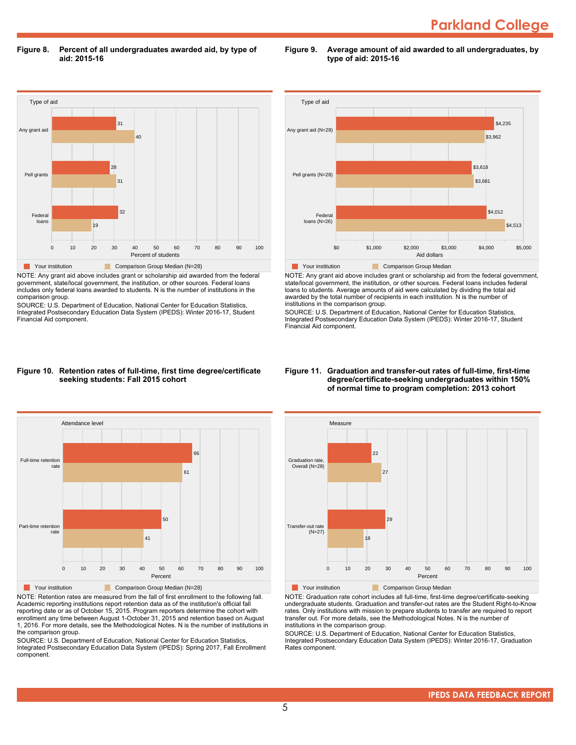## Figure 8. Percent of all undergraduates awarded aid, by type of aid: 2015-16

| Type of aid | Your institution | Comparison Group Median (N=28) |
|---|---|---|
| Any grant aid | 31 | 40 |
| Pell grants | 28 | 31 |
| Federal loans | 32 | 19 |

Percent of students

NOTE: Any grant aid above includes grant or scholarship aid awarded from the federal government, state/local government, the institution, or other sources. Federal loans includes only federal loans awarded to students. N is the number of institutions in the comparison group.

SOURCE: U.S. Department of Education, National Center for Education Statistics, Integrated Postsecondary Education Data System (IPEDS): Winter 2016-17, Student Financial Aid component.

## Figure 9. Average amount of aid awarded to all undergraduates, by type of aid: 2015-16

| Type of aid | Your institution | Comparison Group Median |
|---|---|---|
| Any grant aid (N=28) | $4,235 | $3,962 |
| Pell grants (N=28) | $3,618 | $3,681 |
| Federal loans (N=26) | $4,012 | $4,513 |

Aid dollars

NOTE: Any grant aid above includes grant or scholarship aid from the federal government, state/local government, the institution, or other sources. Federal loans includes federal loans to students. Average amounts of aid were calculated by dividing the total aid awarded by the total number of recipients in each institution. N is the number of institutions in the comparison group.

SOURCE: U.S. Department of Education, National Center for Education Statistics, Integrated Postsecondary Education Data System (IPEDS): Winter 2016-17, Student Financial Aid component.

## Figure 10. Retention rates of full-time, first time degree/certificate seeking students: Fall 2015 cohort

| Attendance level | Your institution | Comparison Group Median (N=28) |
|---|---|---|
| Full-time retention rate | 66 | 61 |
| Part-time retention rate | 50 | 41 |

Percent

NOTE: Retention rates are measured from the fall of first enrollment to the following fall. Academic reporting institutions report retention data as of the institution's official fall reporting date or as of October 15, 2015. Program reporters determine the cohort with enrollment any time between August 1-October 31, 2015 and retention based on August 1, 2016. For more details, see the Methodological Notes. N is the number of institutions in the comparison group.

SOURCE: U.S. Department of Education, National Center for Education Statistics, Integrated Postsecondary Education Data System (IPEDS): Spring 2017, Fall Enrollment component.

## Figure 11. Graduation and transfer-out rates of full-time, first-time degree/certificate-seeking undergraduates within 150% of normal time to program completion: 2013 cohort

| Measure | Your institution | Comparison Group Median |
|---|---|---|
| Graduation rate, Overall (N=28) | 22 | 27 |
| Transfer-out rate (N=27) | 29 | 18 |

Percent

NOTE: Graduation rate cohort includes all full-time, first-time degree/certificate-seeking undergraduate students. Graduation and transfer-out rates are the Student Right-to-Know rates. Only institutions with mission to prepare students to transfer are required to report transfer out. For more details, see the Methodological Notes. N is the number of institutions in the comparison group.

SOURCE: U.S. Department of Education, National Center for Education Statistics, Integrated Postsecondary Education Data System (IPEDS): Winter 2016-17, Graduation Rates component.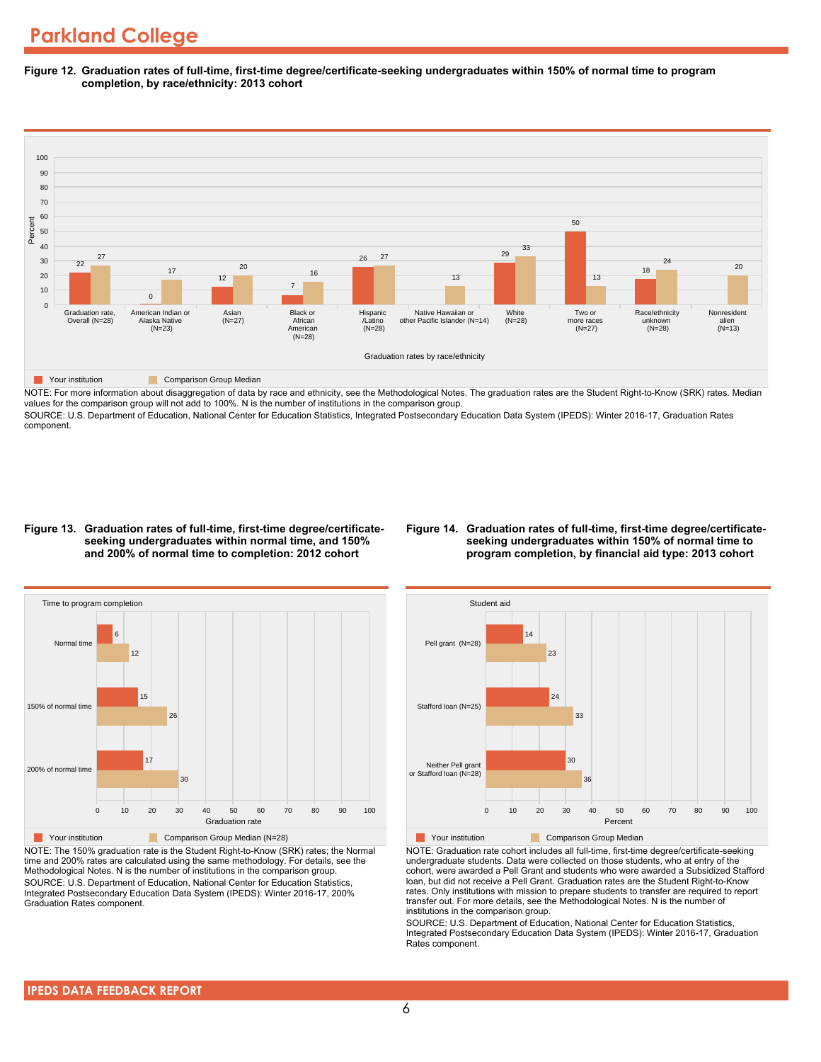# Parkland College

**Figure 12. Graduation rates of full-time, first-time degree/certificate-seeking undergraduates within 150% of normal time to program completion, by race/ethnicity: 2013 cohort**

| Graduation rates by race/ethnicity | Your institution | Comparison Group Median |
|---|---|---|
| Graduation rate, Overall (N=28) | 22 | 27 |
| American Indian or Alaska Native (N=23) | 0 | 17 |
| Asian (N=27) | 12 | 20 |
| Black or African American (N=28) | 7 | 16 |
| Hispanic /Latino (N=28) | 26 | 27 |
| Native Hawaiian or other Pacific Islander (N=14) | | 13 |
| White (N=28) | 29 | 33 |
| Two or more races (N=27) | 50 | 13 |
| Race/ethnicity unknown (N=28) | 18 | 24 |
| Nonresident alien (N=13) | | 20 |

NOTE: For more information about disaggregation of data by race and ethnicity, see the Methodological Notes. The graduation rates are the Student Right-to-Know (SRK) rates. Median values for the comparison group will not add to 100%. N is the number of institutions in the comparison group.
SOURCE: U.S. Department of Education, National Center for Education Statistics, Integrated Postsecondary Education Data System (IPEDS): Winter 2016-17, Graduation Rates component.

**Figure 13. Graduation rates of full-time, first-time degree/certificate-seeking undergraduates within normal time, and 150% and 200% of normal time to completion: 2012 cohort**

| Time to program completion | Your institution | Comparison Group Median (N=28) |
|---|---|---|
| Normal time | 6 | 12 |
| 150% of normal time | 15 | 26 |
| 200% of normal time | 17 | 30 |

NOTE: The 150% graduation rate is the Student Right-to-Know (SRK) rates; the Normal time and 200% rates are calculated using the same methodology. For details, see the Methodological Notes. N is the number of institutions in the comparison group.
SOURCE: U.S. Department of Education, National Center for Education Statistics, Integrated Postsecondary Education Data System (IPEDS): Winter 2016-17, 200% Graduation Rates component.

**Figure 14. Graduation rates of full-time, first-time degree/certificate-seeking undergraduates within 150% of normal time to program completion, by financial aid type: 2013 cohort**

| Student aid | Your institution | Comparison Group Median |
|---|---|---|
| Pell grant (N=28) | 14 | 23 |
| Stafford loan (N=25) | 24 | 33 |
| Neither Pell grant or Stafford loan (N=28) | 30 | 36 |

NOTE: Graduation rate cohort includes all full-time, first-time degree/certificate-seeking undergraduate students. Data were collected on those students, who at entry of the cohort, were awarded a Pell Grant and students who were awarded a Subsidized Stafford loan, but did not receive a Pell Grant. Graduation rates are the Student Right-to-Know rates. Only institutions with mission to prepare students to transfer are required to report transfer out. For more details, see the Methodological Notes. N is the number of institutions in the comparison group.
SOURCE: U.S. Department of Education, National Center for Education Statistics, Integrated Postsecondary Education Data System (IPEDS): Winter 2016-17, Graduation Rates component.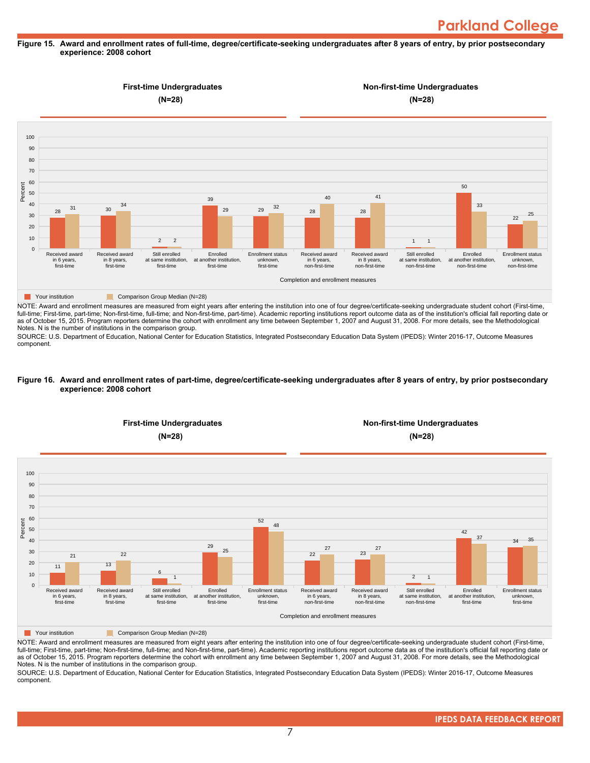## Figure 15. Award and enrollment rates of full-time, degree/certificate-seeking undergraduates after 8 years of entry, by prior postsecondary experience: 2008 cohort

First-time Undergraduates (N=28) | Non-first-time Undergraduates (N=28)

| Completion and enrollment measures | Your institution | Comparison Group Median (N=28) |
|---|---|---|
| Received award in 6 years, first-time | 28 | 31 |
| Received award in 8 years, first-time | 30 | 34 |
| Still enrolled at same institution, first-time | 2 | 2 |
| Enrolled at another institution, first-time | 39 | 29 |
| Enrollment status unknown, first-time | 29 | 32 |
| Received award in 6 years, non-first-time | 28 | 40 |
| Received award in 8 years, non-first-time | 28 | 41 |
| Still enrolled at same institution, non-first-time | 1 | 1 |
| Enrolled at another institution, non-first-time | 50 | 33 |
| Enrollment status unknown, non-first-time | 22 | 25 |

NOTE: Award and enrollment measures are measured from eight years after entering the institution into one of four degree/certificate-seeking undergraduate student cohort (First-time, full-time; First-time, part-time; Non-first-time, full-time; and Non-first-time, part-time). Academic reporting institutions report outcome data as of the institution's official fall reporting date or as of October 15, 2015. Program reporters determine the cohort with enrollment any time between September 1, 2007 and August 31, 2008. For more details, see the Methodological Notes. N is the number of institutions in the comparison group.

SOURCE: U.S. Department of Education, National Center for Education Statistics, Integrated Postsecondary Education Data System (IPEDS): Winter 2016-17, Outcome Measures component.

## Figure 16. Award and enrollment rates of part-time, degree/certificate-seeking undergraduates after 8 years of entry, by prior postsecondary experience: 2008 cohort

First-time Undergraduates (N=28) | Non-first-time Undergraduates (N=28)

| Completion and enrollment measures | Your institution | Comparison Group Median (N=28) |
|---|---|---|
| Received award in 6 years, first-time | 11 | 21 |
| Received award in 8 years, first-time | 13 | 22 |
| Still enrolled at same institution, first-time | 6 | 1 |
| Enrolled at another institution, first-time | 29 | 25 |
| Enrollment status unknown, first-time | 52 | 48 |
| Received award in 6 years, non-first-time | 22 | 27 |
| Received award in 8 years, non-first-time | 23 | 27 |
| Still enrolled at same institution, non-first-time | 2 | 1 |
| Enrolled at another institution, first-time | 42 | 37 |
| Enrollment status unknown, first-time | 34 | 35 |

NOTE: Award and enrollment measures are measured from eight years after entering the institution into one of four degree/certificate-seeking undergraduate student cohort (First-time, full-time; First-time, part-time; Non-first-time, full-time; and Non-first-time, part-time). Academic reporting institutions report outcome data as of the institution's official fall reporting date or as of October 15, 2015. Program reporters determine the cohort with enrollment any time between September 1, 2007 and August 31, 2008. For more details, see the Methodological Notes. N is the number of institutions in the comparison group.

SOURCE: U.S. Department of Education, National Center for Education Statistics, Integrated Postsecondary Education Data System (IPEDS): Winter 2016-17, Outcome Measures component.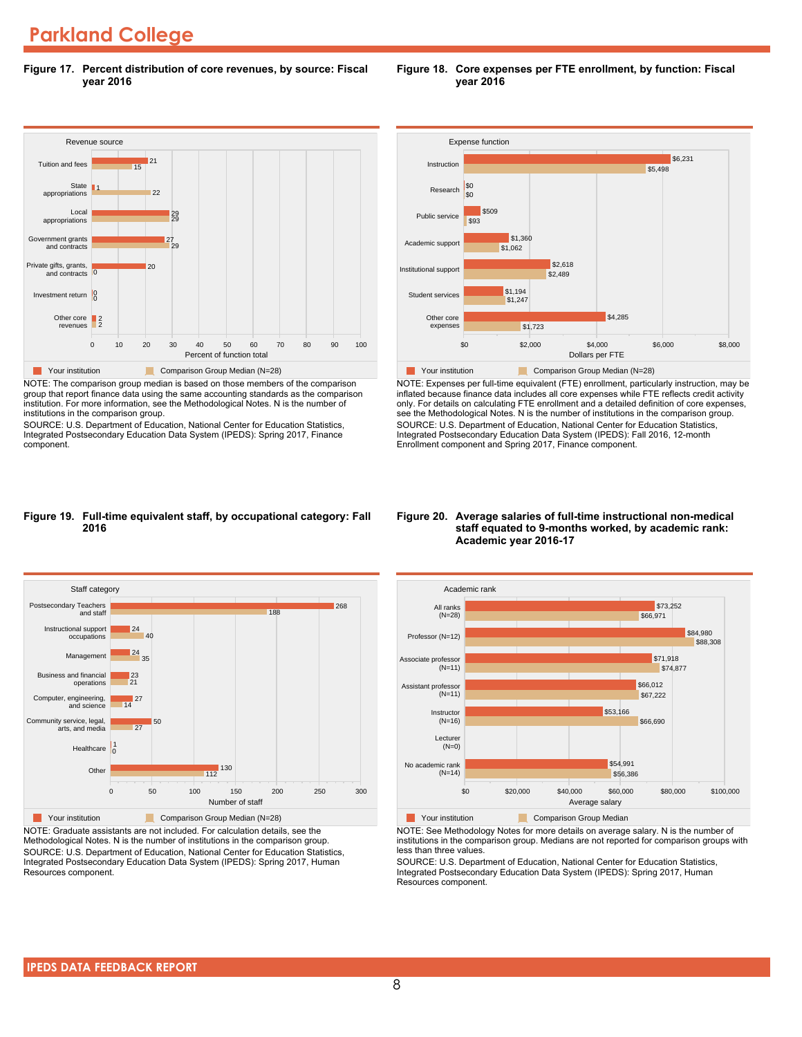# Parkland College

**Figure 17. Percent distribution of core revenues, by source: Fiscal year 2016**

| Revenue source | Your institution | Comparison Group Median (N=28) |
|---|---|---|
| Tuition and fees | 21 | 15 |
| State appropriations | 1 | 22 |
| Local appropriations | 29 | 29 |
| Government grants and contracts | 27 | 29 |
| Private gifts, grants, and contracts | 20 | 0 |
| Investment return | 0 | 0 |
| Other core revenues | 2 | 2 |

Percent of function total

NOTE: The comparison group median is based on those members of the comparison group that report finance data using the same accounting standards as the comparison institution. For more information, see the Methodological Notes. N is the number of institutions in the comparison group.
SOURCE: U.S. Department of Education, National Center for Education Statistics, Integrated Postsecondary Education Data System (IPEDS): Spring 2017, Finance component.

**Figure 18. Core expenses per FTE enrollment, by function: Fiscal year 2016**

| Expense function | Your institution | Comparison Group Median (N=28) |
|---|---|---|
| Instruction | $6,231 | $5,498 |
| Research | $0 | $0 |
| Public service | $509 | $93 |
| Academic support | $1,360 | $1,062 |
| Institutional support | $2,618 | $2,489 |
| Student services | $1,194 | $1,247 |
| Other core expenses | $4,285 | $1,723 |

Dollars per FTE

NOTE: Expenses per full-time equivalent (FTE) enrollment, particularly instruction, may be inflated because finance data includes all core expenses while FTE reflects credit activity only. For details on calculating FTE enrollment and a detailed definition of core expenses, see the Methodological Notes. N is the number of institutions in the comparison group.
SOURCE: U.S. Department of Education, National Center for Education Statistics, Integrated Postsecondary Education Data System (IPEDS): Fall 2016, 12-month Enrollment component and Spring 2017, Finance component.

**Figure 19. Full-time equivalent staff, by occupational category: Fall 2016**

| Staff category | Your institution | Comparison Group Median (N=28) |
|---|---|---|
| Postsecondary Teachers and staff | 268 | 188 |
| Instructional support occupations | 24 | 40 |
| Management | 24 | 35 |
| Business and financial operations | 23 | 21 |
| Computer, engineering, and science | 27 | 14 |
| Community service, legal, arts, and media | 50 | 27 |
| Healthcare | 1 | 0 |
| Other | 130 | 112 |

Number of staff

NOTE: Graduate assistants are not included. For calculation details, see the Methodological Notes. N is the number of institutions in the comparison group.
SOURCE: U.S. Department of Education, National Center for Education Statistics, Integrated Postsecondary Education Data System (IPEDS): Spring 2017, Human Resources component.

**Figure 20. Average salaries of full-time instructional non-medical staff equated to 9-months worked, by academic rank: Academic year 2016-17**

| Academic rank | Your institution | Comparison Group Median |
|---|---|---|
| All ranks (N=28) | $73,252 | $66,971 |
| Professor (N=12) | $84,980 | $88,308 |
| Associate professor (N=11) | $71,918 | $74,877 |
| Assistant professor (N=11) | $66,012 | $67,222 |
| Instructor (N=16) | $53,166 | $66,690 |
| Lecturer (N=0) | | |
| No academic rank (N=14) | $54,991 | $56,386 |

Average salary

NOTE: See Methodology Notes for more details on average salary. N is the number of institutions in the comparison group. Medians are not reported for comparison groups with less than three values.
SOURCE: U.S. Department of Education, National Center for Education Statistics, Integrated Postsecondary Education Data System (IPEDS): Spring 2017, Human Resources component.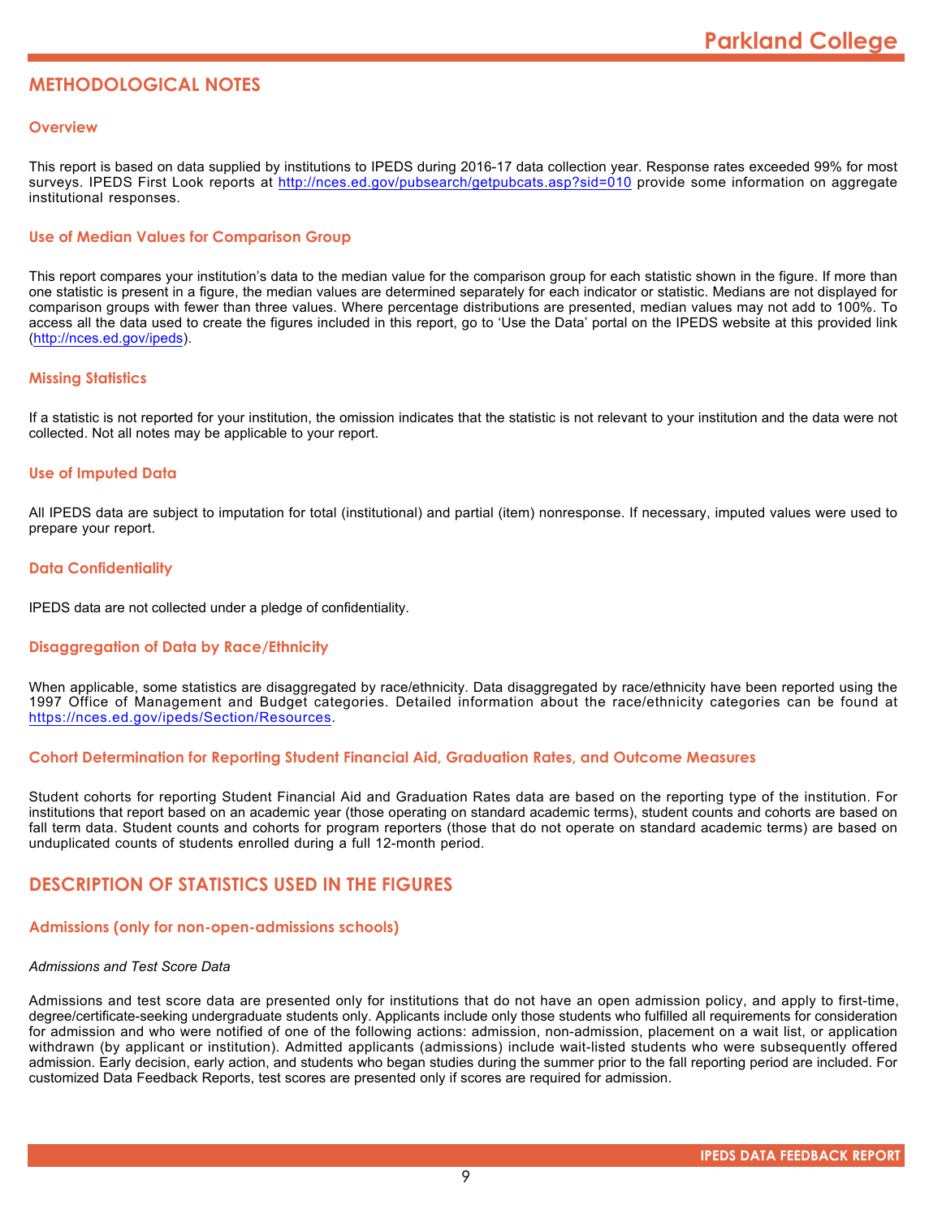## METHODOLOGICAL NOTES

### Overview

This report is based on data supplied by institutions to IPEDS during 2016-17 data collection year. Response rates exceeded 99% for most surveys. IPEDS First Look reports at http://nces.ed.gov/pubsearch/getpubcats.asp?sid=010 provide some information on aggregate institutional responses.

### Use of Median Values for Comparison Group

This report compares your institution's data to the median value for the comparison group for each statistic shown in the figure. If more than one statistic is present in a figure, the median values are determined separately for each indicator or statistic. Medians are not displayed for comparison groups with fewer than three values. Where percentage distributions are presented, median values may not add to 100%. To access all the data used to create the figures included in this report, go to 'Use the Data' portal on the IPEDS website at this provided link (http://nces.ed.gov/ipeds).

### Missing Statistics

If a statistic is not reported for your institution, the omission indicates that the statistic is not relevant to your institution and the data were not collected. Not all notes may be applicable to your report.

### Use of Imputed Data

All IPEDS data are subject to imputation for total (institutional) and partial (item) nonresponse. If necessary, imputed values were used to prepare your report.

### Data Confidentiality

IPEDS data are not collected under a pledge of confidentiality.

### Disaggregation of Data by Race/Ethnicity

When applicable, some statistics are disaggregated by race/ethnicity. Data disaggregated by race/ethnicity have been reported using the 1997 Office of Management and Budget categories. Detailed information about the race/ethnicity categories can be found at https://nces.ed.gov/ipeds/Section/Resources.

### Cohort Determination for Reporting Student Financial Aid, Graduation Rates, and Outcome Measures

Student cohorts for reporting Student Financial Aid and Graduation Rates data are based on the reporting type of the institution. For institutions that report based on an academic year (those operating on standard academic terms), student counts and cohorts are based on fall term data. Student counts and cohorts for program reporters (those that do not operate on standard academic terms) are based on unduplicated counts of students enrolled during a full 12-month period.

## DESCRIPTION OF STATISTICS USED IN THE FIGURES

### Admissions (only for non-open-admissions schools)

*Admissions and Test Score Data*

Admissions and test score data are presented only for institutions that do not have an open admission policy, and apply to first-time, degree/certificate-seeking undergraduate students only. Applicants include only those students who fulfilled all requirements for consideration for admission and who were notified of one of the following actions: admission, non-admission, placement on a wait list, or application withdrawn (by applicant or institution). Admitted applicants (admissions) include wait-listed students who were subsequently offered admission. Early decision, early action, and students who began studies during the summer prior to the fall reporting period are included. For customized Data Feedback Reports, test scores are presented only if scores are required for admission.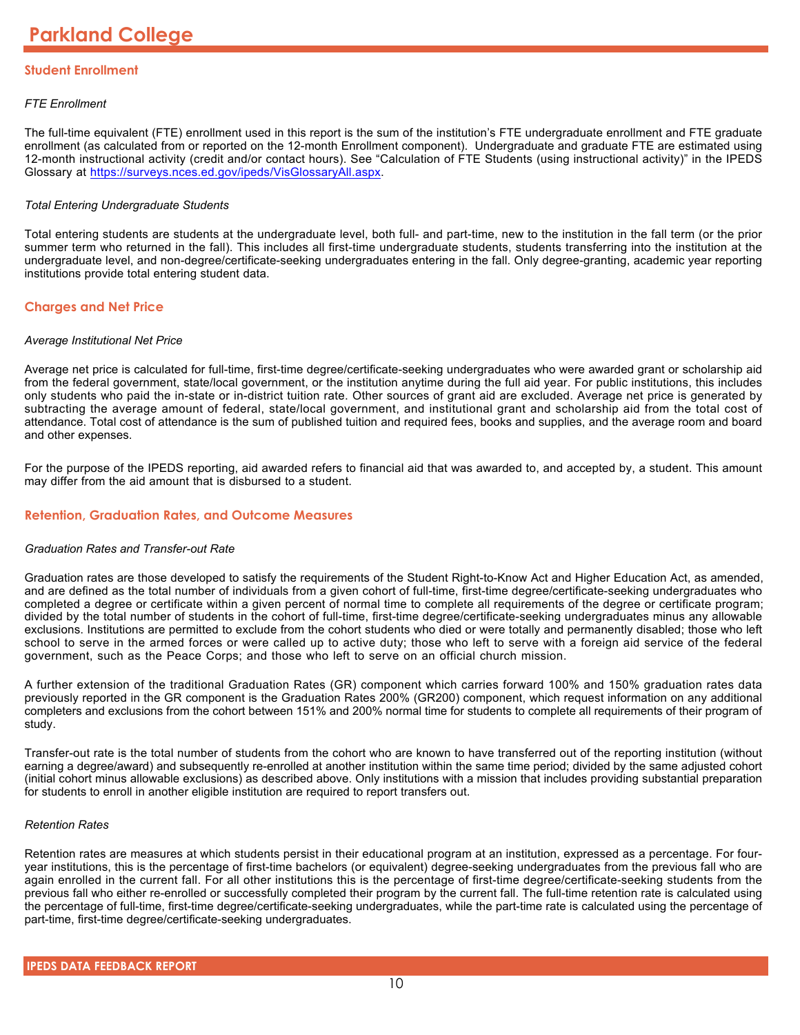# Parkland College

## Student Enrollment

*FTE Enrollment*

The full-time equivalent (FTE) enrollment used in this report is the sum of the institution's FTE undergraduate enrollment and FTE graduate enrollment (as calculated from or reported on the 12-month Enrollment component). Undergraduate and graduate FTE are estimated using 12-month instructional activity (credit and/or contact hours). See "Calculation of FTE Students (using instructional activity)" in the IPEDS Glossary at [https://surveys.nces.ed.gov/ipeds/VisGlossaryAll.aspx](https://surveys.nces.ed.gov/ipeds/VisGlossaryAll.aspx).

*Total Entering Undergraduate Students*

Total entering students are students at the undergraduate level, both full- and part-time, new to the institution in the fall term (or the prior summer term who returned in the fall). This includes all first-time undergraduate students, students transferring into the institution at the undergraduate level, and non-degree/certificate-seeking undergraduates entering in the fall. Only degree-granting, academic year reporting institutions provide total entering student data.

## Charges and Net Price

*Average Institutional Net Price*

Average net price is calculated for full-time, first-time degree/certificate-seeking undergraduates who were awarded grant or scholarship aid from the federal government, state/local government, or the institution anytime during the full aid year. For public institutions, this includes only students who paid the in-state or in-district tuition rate. Other sources of grant aid are excluded. Average net price is generated by subtracting the average amount of federal, state/local government, and institutional grant and scholarship aid from the total cost of attendance. Total cost of attendance is the sum of published tuition and required fees, books and supplies, and the average room and board and other expenses.

For the purpose of the IPEDS reporting, aid awarded refers to financial aid that was awarded to, and accepted by, a student. This amount may differ from the aid amount that is disbursed to a student.

## Retention, Graduation Rates, and Outcome Measures

*Graduation Rates and Transfer-out Rate*

Graduation rates are those developed to satisfy the requirements of the Student Right-to-Know Act and Higher Education Act, as amended, and are defined as the total number of individuals from a given cohort of full-time, first-time degree/certificate-seeking undergraduates who completed a degree or certificate within a given percent of normal time to complete all requirements of the degree or certificate program; divided by the total number of students in the cohort of full-time, first-time degree/certificate-seeking undergraduates minus any allowable exclusions. Institutions are permitted to exclude from the cohort students who died or were totally and permanently disabled; those who left school to serve in the armed forces or were called up to active duty; those who left to serve with a foreign aid service of the federal government, such as the Peace Corps; and those who left to serve on an official church mission.

A further extension of the traditional Graduation Rates (GR) component which carries forward 100% and 150% graduation rates data previously reported in the GR component is the Graduation Rates 200% (GR200) component, which request information on any additional completers and exclusions from the cohort between 151% and 200% normal time for students to complete all requirements of their program of study.

Transfer-out rate is the total number of students from the cohort who are known to have transferred out of the reporting institution (without earning a degree/award) and subsequently re-enrolled at another institution within the same time period; divided by the same adjusted cohort (initial cohort minus allowable exclusions) as described above. Only institutions with a mission that includes providing substantial preparation for students to enroll in another eligible institution are required to report transfers out.

*Retention Rates*

Retention rates are measures at which students persist in their educational program at an institution, expressed as a percentage. For four-year institutions, this is the percentage of first-time bachelors (or equivalent) degree-seeking undergraduates from the previous fall who are again enrolled in the current fall. For all other institutions this is the percentage of first-time degree/certificate-seeking students from the previous fall who either re-enrolled or successfully completed their program by the current fall. The full-time retention rate is calculated using the percentage of full-time, first-time degree/certificate-seeking undergraduates, while the part-time rate is calculated using the percentage of part-time, first-time degree/certificate-seeking undergraduates.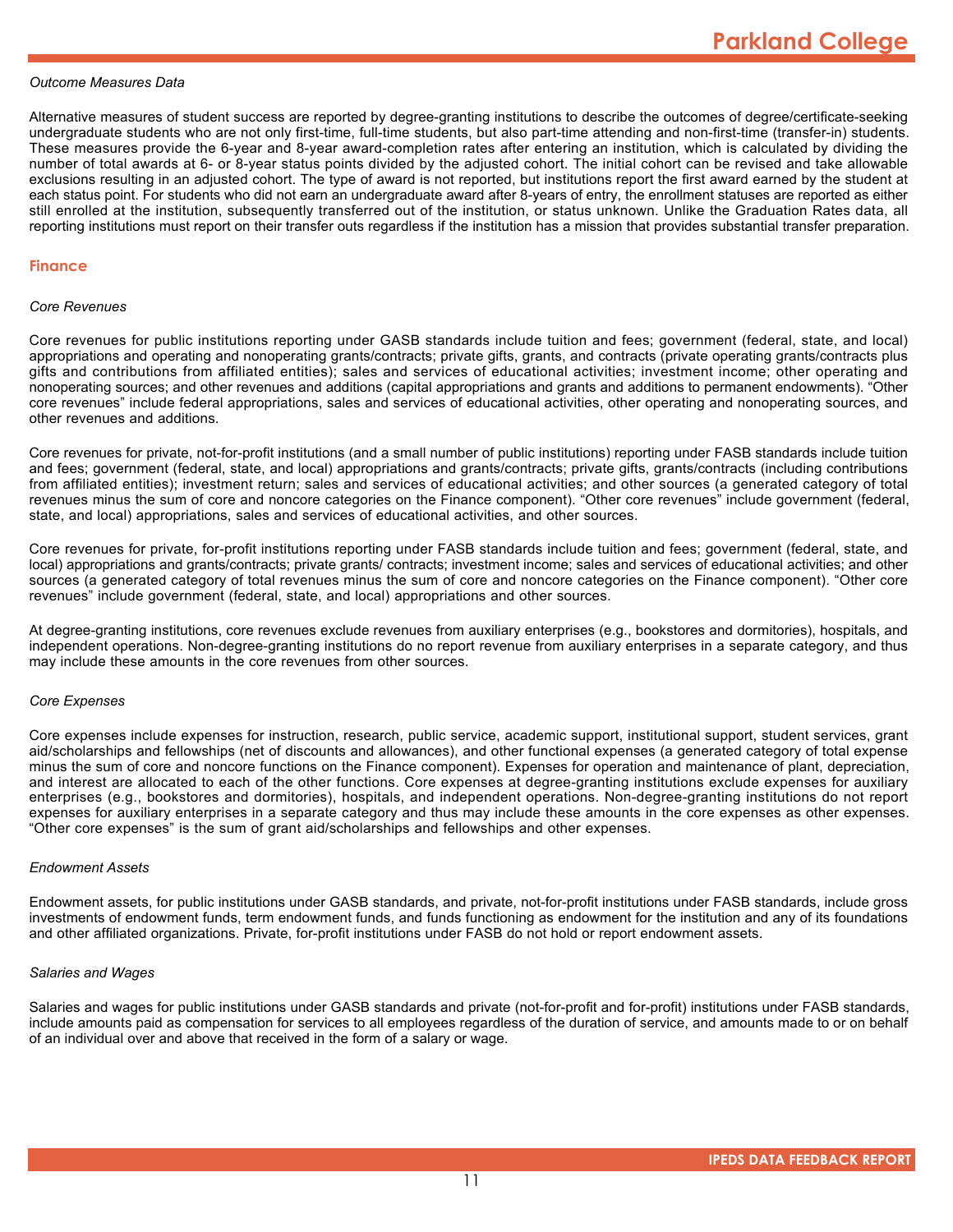*Outcome Measures Data*

Alternative measures of student success are reported by degree-granting institutions to describe the outcomes of degree/certificate-seeking undergraduate students who are not only first-time, full-time students, but also part-time attending and non-first-time (transfer-in) students. These measures provide the 6-year and 8-year award-completion rates after entering an institution, which is calculated by dividing the number of total awards at 6- or 8-year status points divided by the adjusted cohort. The initial cohort can be revised and take allowable exclusions resulting in an adjusted cohort. The type of award is not reported, but institutions report the first award earned by the student at each status point. For students who did not earn an undergraduate award after 8-years of entry, the enrollment statuses are reported as either still enrolled at the institution, subsequently transferred out of the institution, or status unknown. Unlike the Graduation Rates data, all reporting institutions must report on their transfer outs regardless if the institution has a mission that provides substantial transfer preparation.

## Finance

*Core Revenues*

Core revenues for public institutions reporting under GASB standards include tuition and fees; government (federal, state, and local) appropriations and operating and nonoperating grants/contracts; private gifts, grants, and contracts (private operating grants/contracts plus gifts and contributions from affiliated entities); sales and services of educational activities; investment income; other operating and nonoperating sources; and other revenues and additions (capital appropriations and grants and additions to permanent endowments). "Other core revenues" include federal appropriations, sales and services of educational activities, other operating and nonoperating sources, and other revenues and additions.

Core revenues for private, not-for-profit institutions (and a small number of public institutions) reporting under FASB standards include tuition and fees; government (federal, state, and local) appropriations and grants/contracts; private gifts, grants/contracts (including contributions from affiliated entities); investment return; sales and services of educational activities; and other sources (a generated category of total revenues minus the sum of core and noncore categories on the Finance component). "Other core revenues" include government (federal, state, and local) appropriations, sales and services of educational activities, and other sources.

Core revenues for private, for-profit institutions reporting under FASB standards include tuition and fees; government (federal, state, and local) appropriations and grants/contracts; private grants/ contracts; investment income; sales and services of educational activities; and other sources (a generated category of total revenues minus the sum of core and noncore categories on the Finance component). "Other core revenues" include government (federal, state, and local) appropriations and other sources.

At degree-granting institutions, core revenues exclude revenues from auxiliary enterprises (e.g., bookstores and dormitories), hospitals, and independent operations. Non-degree-granting institutions do no report revenue from auxiliary enterprises in a separate category, and thus may include these amounts in the core revenues from other sources.

*Core Expenses*

Core expenses include expenses for instruction, research, public service, academic support, institutional support, student services, grant aid/scholarships and fellowships (net of discounts and allowances), and other functional expenses (a generated category of total expense minus the sum of core and noncore functions on the Finance component). Expenses for operation and maintenance of plant, depreciation, and interest are allocated to each of the other functions. Core expenses at degree-granting institutions exclude expenses for auxiliary enterprises (e.g., bookstores and dormitories), hospitals, and independent operations. Non-degree-granting institutions do not report expenses for auxiliary enterprises in a separate category and thus may include these amounts in the core expenses as other expenses. "Other core expenses" is the sum of grant aid/scholarships and fellowships and other expenses.

*Endowment Assets*

Endowment assets, for public institutions under GASB standards, and private, not-for-profit institutions under FASB standards, include gross investments of endowment funds, term endowment funds, and funds functioning as endowment for the institution and any of its foundations and other affiliated organizations. Private, for-profit institutions under FASB do not hold or report endowment assets.

*Salaries and Wages*

Salaries and wages for public institutions under GASB standards and private (not-for-profit and for-profit) institutions under FASB standards, include amounts paid as compensation for services to all employees regardless of the duration of service, and amounts made to or on behalf of an individual over and above that received in the form of a salary or wage.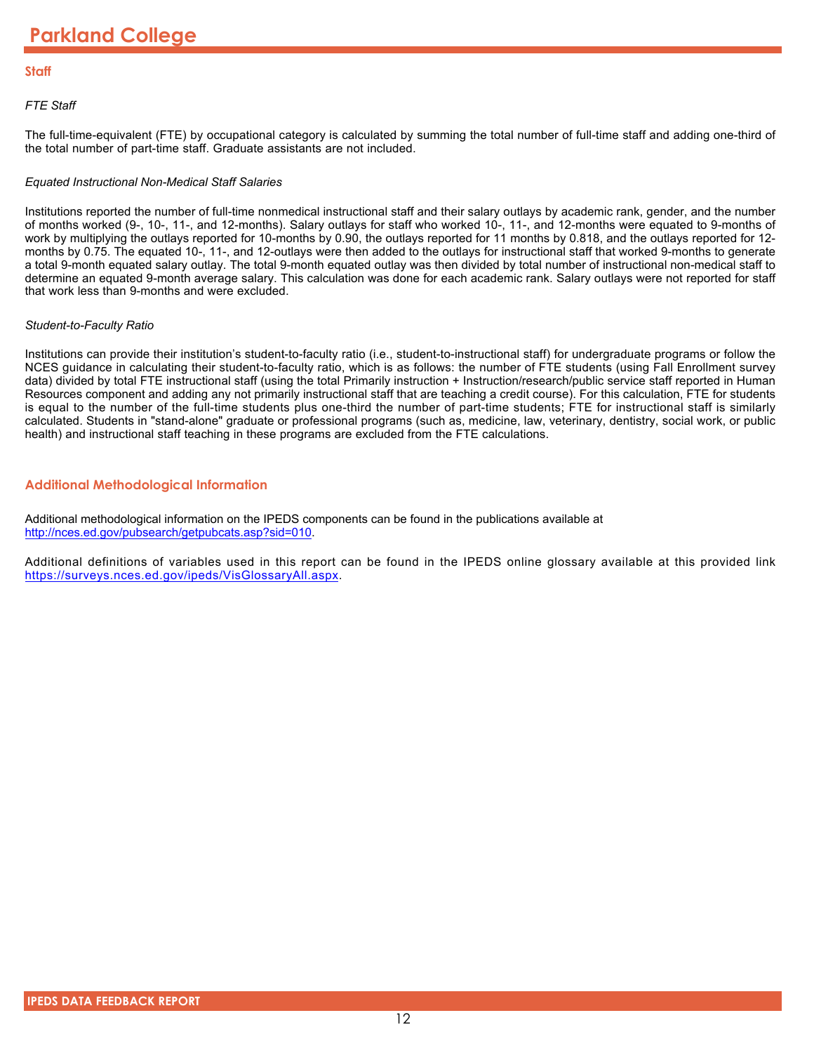# Parkland College

## Staff

*FTE Staff*

The full-time-equivalent (FTE) by occupational category is calculated by summing the total number of full-time staff and adding one-third of the total number of part-time staff. Graduate assistants are not included.

*Equated Instructional Non-Medical Staff Salaries*

Institutions reported the number of full-time nonmedical instructional staff and their salary outlays by academic rank, gender, and the number of months worked (9-, 10-, 11-, and 12-months). Salary outlays for staff who worked 10-, 11-, and 12-months were equated to 9-months of work by multiplying the outlays reported for 10-months by 0.90, the outlays reported for 11 months by 0.818, and the outlays reported for 12-months by 0.75. The equated 10-, 11-, and 12-outlays were then added to the outlays for instructional staff that worked 9-months to generate a total 9-month equated salary outlay. The total 9-month equated outlay was then divided by total number of instructional non-medical staff to determine an equated 9-month average salary. This calculation was done for each academic rank. Salary outlays were not reported for staff that work less than 9-months and were excluded.

*Student-to-Faculty Ratio*

Institutions can provide their institution's student-to-faculty ratio (i.e., student-to-instructional staff) for undergraduate programs or follow the NCES guidance in calculating their student-to-faculty ratio, which is as follows: the number of FTE students (using Fall Enrollment survey data) divided by total FTE instructional staff (using the total Primarily instruction + Instruction/research/public service staff reported in Human Resources component and adding any not primarily instructional staff that are teaching a credit course). For this calculation, FTE for students is equal to the number of the full-time students plus one-third the number of part-time students; FTE for instructional staff is similarly calculated. Students in "stand-alone" graduate or professional programs (such as, medicine, law, veterinary, dentistry, social work, or public health) and instructional staff teaching in these programs are excluded from the FTE calculations.

## Additional Methodological Information

Additional methodological information on the IPEDS components can be found in the publications available at http://nces.ed.gov/pubsearch/getpubcats.asp?sid=010.

Additional definitions of variables used in this report can be found in the IPEDS online glossary available at this provided link https://surveys.nces.ed.gov/ipeds/VisGlossaryAll.aspx.